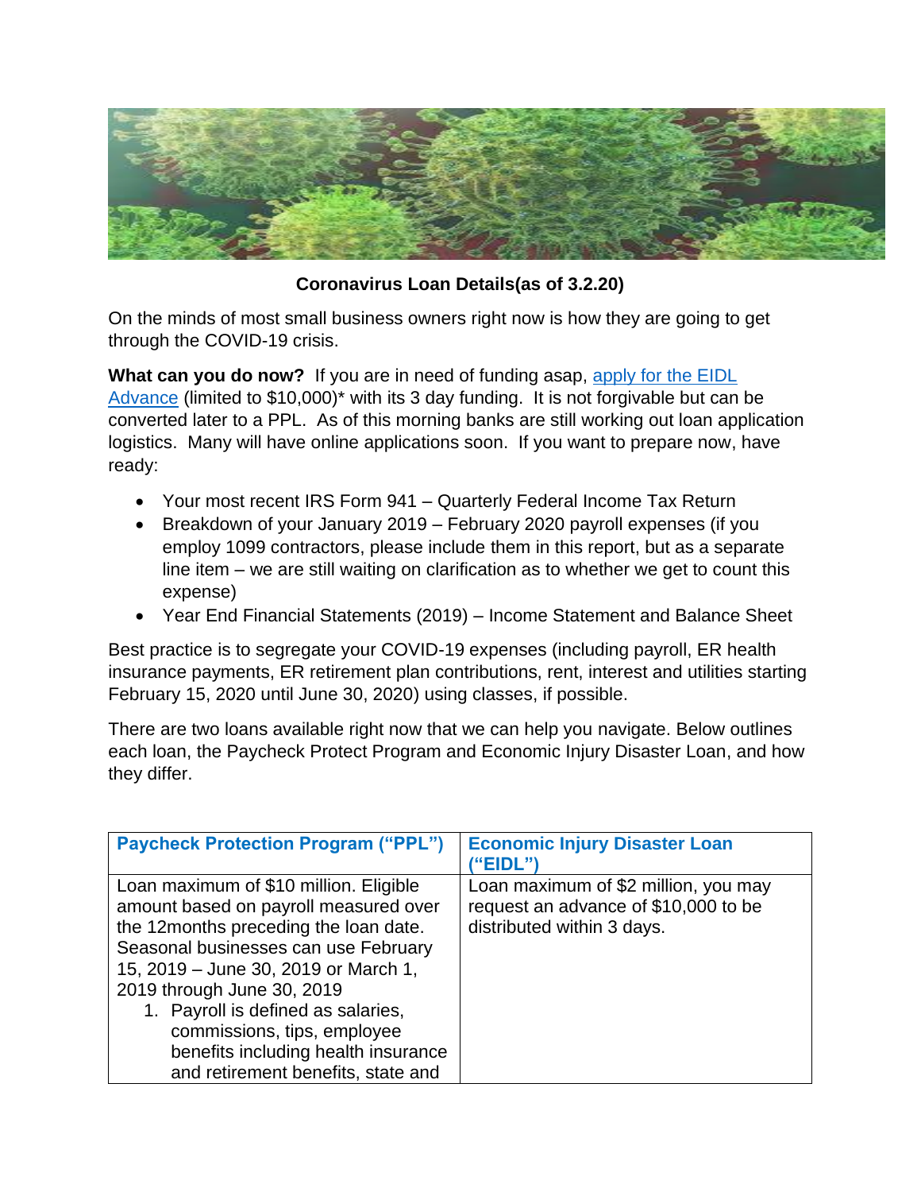**Coronavirus Loan Details(as of 3.2.20)**

On the minds of most small business owners right now is how they are going to get through the COVID-19 crisis.

**What can you do now?** If you are in need of funding asap, [apply for the EIDL Advance](#) (limited to $10,000)* with its 3 day funding. It is not forgivable but can be converted later to a PPL. As of this morning banks are still working out loan application logistics. Many will have online applications soon. If you want to prepare now, have ready:

- Your most recent IRS Form 941 – Quarterly Federal Income Tax Return
- Breakdown of your January 2019 – February 2020 payroll expenses (if you employ 1099 contractors, please include them in this report, but as a separate line item – we are still waiting on clarification as to whether we get to count this expense)
- Year End Financial Statements (2019) – Income Statement and Balance Sheet

Best practice is to segregate your COVID-19 expenses (including payroll, ER health insurance payments, ER retirement plan contributions, rent, interest and utilities starting February 15, 2020 until June 30, 2020) using classes, if possible.

There are two loans available right now that we can help you navigate. Below outlines each loan, the Paycheck Protect Program and Economic Injury Disaster Loan, and how they differ.

| Paycheck Protection Program ("PPL") | Economic Injury Disaster Loan ("EIDL") |
|---|---|
| Loan maximum of $10 million. Eligible amount based on payroll measured over the 12months preceding the loan date. Seasonal businesses can use February 15, 2019 – June 30, 2019 or March 1, 2019 through June 30, 2019<br>1. Payroll is defined as salaries, commissions, tips, employee benefits including health insurance and retirement benefits, state and | Loan maximum of $2 million, you may request an advance of $10,000 to be distributed within 3 days. |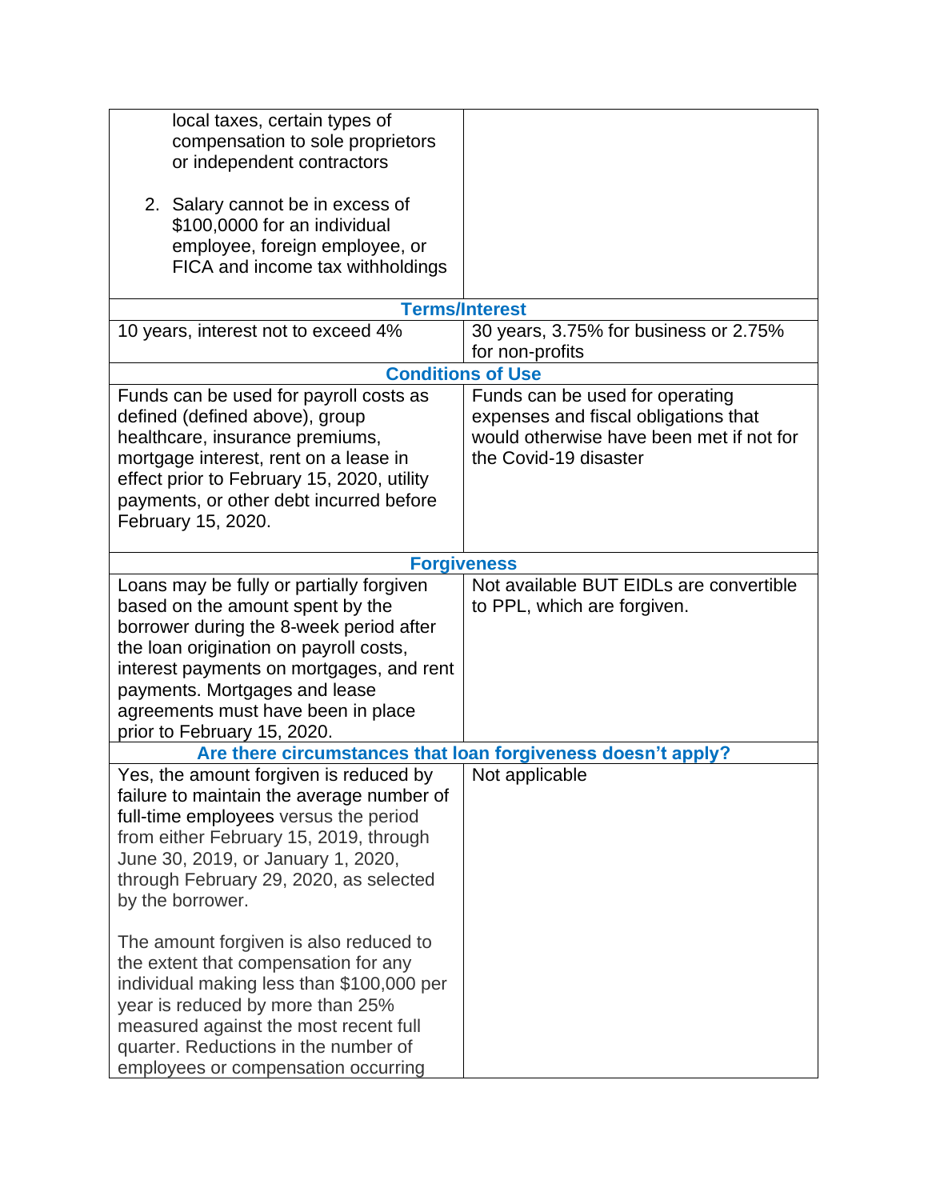| | |
|---|---|
| local taxes, certain types of compensation to sole proprietors or independent contractors<br><br>2. Salary cannot be in excess of $100,0000 for an individual employee, foreign employee, or FICA and income tax withholdings | |
| **Terms/Interest** | |
| 10 years, interest not to exceed 4% | 30 years, 3.75% for business or 2.75% for non-profits |
| **Conditions of Use** | |
| Funds can be used for payroll costs as defined (defined above), group healthcare, insurance premiums, mortgage interest, rent on a lease in effect prior to February 15, 2020, utility payments, or other debt incurred before February 15, 2020. | Funds can be used for operating expenses and fiscal obligations that would otherwise have been met if not for the Covid-19 disaster |
| **Forgiveness** | |
| Loans may be fully or partially forgiven based on the amount spent by the borrower during the 8-week period after the loan origination on payroll costs, interest payments on mortgages, and rent payments. Mortgages and lease agreements must have been in place prior to February 15, 2020. | Not available BUT EIDLs are convertible to PPL, which are forgiven. |
| **Are there circumstances that loan forgiveness doesn't apply?** | |
| Yes, the amount forgiven is reduced by failure to maintain the average number of full-time employees versus the period from either February 15, 2019, through June 30, 2019, or January 1, 2020, through February 29, 2020, as selected by the borrower.<br><br>The amount forgiven is also reduced to the extent that compensation for any individual making less than $100,000 per year is reduced by more than 25% measured against the most recent full quarter. Reductions in the number of employees or compensation occurring | Not applicable |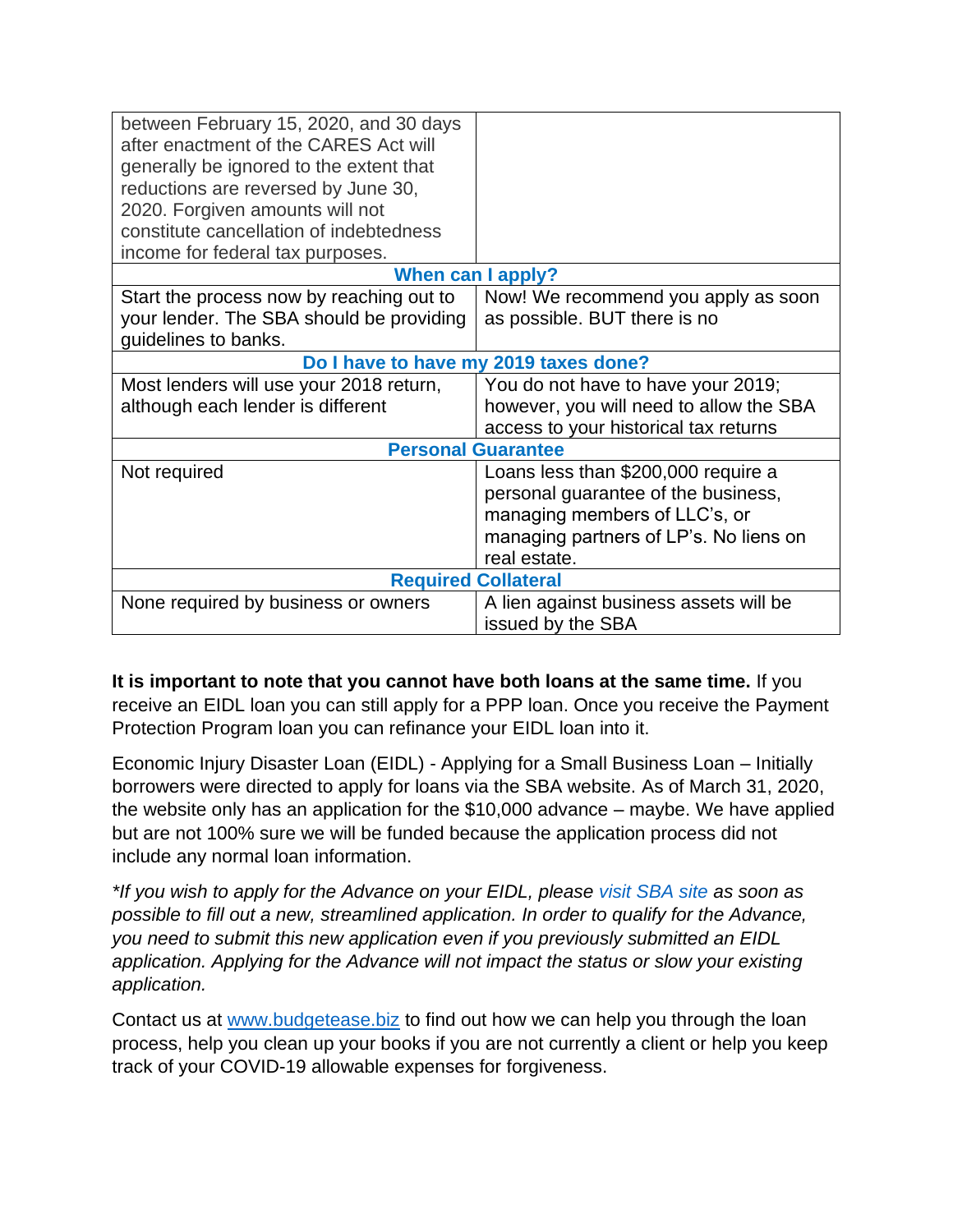| | |
|---|---|
| between February 15, 2020, and 30 days after enactment of the CARES Act will generally be ignored to the extent that reductions are reversed by June 30, 2020. Forgiven amounts will not constitute cancellation of indebtedness income for federal tax purposes. | |
| **When can I apply?** | |
| Start the process now by reaching out to your lender. The SBA should be providing guidelines to banks. | Now! We recommend you apply as soon as possible. BUT there is no |
| **Do I have to have my 2019 taxes done?** | |
| Most lenders will use your 2018 return, although each lender is different | You do not have to have your 2019; however, you will need to allow the SBA access to your historical tax returns |
| **Personal Guarantee** | |
| Not required | Loans less than $200,000 require a personal guarantee of the business, managing members of LLC's, or managing partners of LP's. No liens on real estate. |
| **Required Collateral** | |
| None required by business or owners | A lien against business assets will be issued by the SBA |

**It is important to note that you cannot have both loans at the same time.** If you receive an EIDL loan you can still apply for a PPP loan. Once you receive the Payment Protection Program loan you can refinance your EIDL loan into it.

Economic Injury Disaster Loan (EIDL) - Applying for a Small Business Loan – Initially borrowers were directed to apply for loans via the SBA website. As of March 31, 2020, the website only has an application for the $10,000 advance – maybe. We have applied but are not 100% sure we will be funded because the application process did not include any normal loan information.

*\*If you wish to apply for the Advance on your EIDL, please visit SBA site as soon as possible to fill out a new, streamlined application. In order to qualify for the Advance, you need to submit this new application even if you previously submitted an EIDL application. Applying for the Advance will not impact the status or slow your existing application.*

Contact us at www.budgetease.biz to find out how we can help you through the loan process, help you clean up your books if you are not currently a client or help you keep track of your COVID-19 allowable expenses for forgiveness.